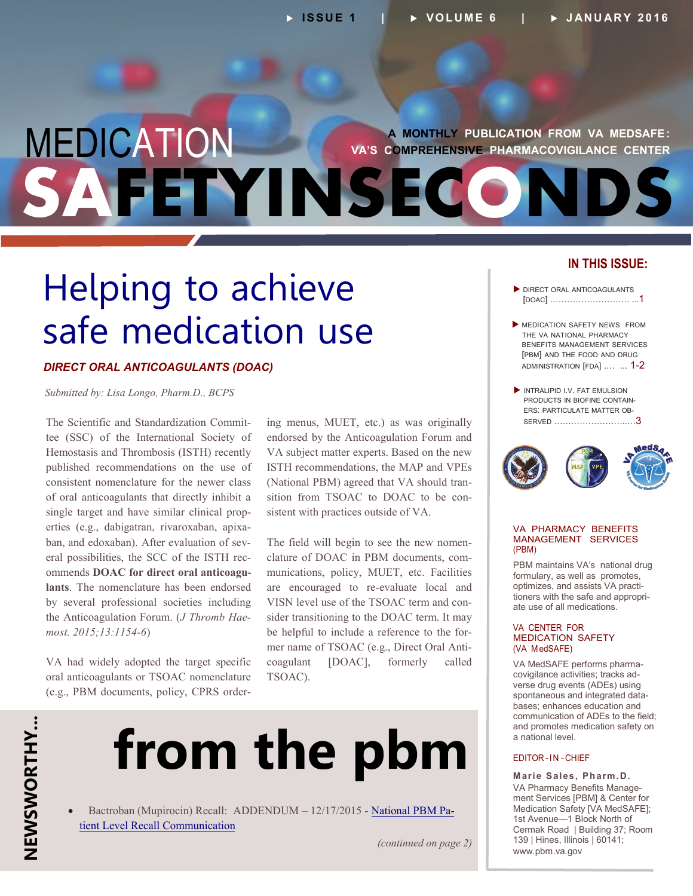# MEDICATION SAFETY IN SECONDS

A MONTHLY PUBLICATION FROM VA MEDSAFE: VA'S COMPREHENSIVE PHARMACOVIGILANCE CENTER

# Helping to achieve safe medication use

## *DIRECT ORAL ANTICOAGULANTS (DOAC)*

*Submitted by: Lisa Longo, Pharm.D., BCPS*

The Scientific and Standardization Committee (SSC) of the International Society of Hemostasis and Thrombosis (ISTH) recently published recommendations on the use of consistent nomenclature for the newer class of oral anticoagulants that directly inhibit a single target and have similar clinical properties (e.g., dabigatran, rivaroxaban, apixaban, and edoxaban). After evaluation of several possibilities, the SCC of the ISTH recommends **DOAC for direct oral anticoagulants**. The nomenclature has been endorsed by several professional societies including the Anticoagulation Forum. (*J Thromb Haemost. 2015;13:1154-6*)

VA had widely adopted the target specific oral anticoagulants or TSOAC nomenclature (e.g., PBM documents, policy, CPRS ordering menus, MUET, etc.) as was originally endorsed by the Anticoagulation Forum and VA subject matter experts. Based on the new ISTH recommendations, the MAP and VPEs (National PBM) agreed that VA should transition from TSOAC to DOAC to be consistent with practices outside of VA.

The field will begin to see the new nomenclature of DOAC in PBM documents, communications, policy, MUET, etc. Facilities are encouraged to re-evaluate local and VISN level use of the TSOAC term and consider transitioning to the DOAC term. It may be helpful to include a reference to the former name of TSOAC (e.g., Direct Oral Anticoagulant [DOAC], formerly called TSOAC).

## NEWSWORTHY... from the pbm

- Bactroban (Mupirocin) Recall: ADDENDUM – 12/17/2015 - National PBM Patient Level Recall Communication

*(continued on page 2)*

---

### IN THIS ISSUE:

- DIRECT ORAL ANTICOAGULANTS [DOAC] ........................... 1
- MEDICATION SAFETY NEWS FROM THE VA NATIONAL PHARMACY BENEFITS MANAGEMENT SERVICES [PBM] AND THE FOOD AND DRUG ADMINISTRATION [FDA] .... ... 1-2
- INTRALIPID I.V. FAT EMULSION PRODUCTS IN BIOFINE CONTAINERS: PARTICULATE MATTER OBSERVED ............................3

### VA PHARMACY BENEFITS MANAGEMENT SERVICES (PBM)

PBM maintains VA's national drug formulary, as well as promotes, optimizes, and assists VA practitioners with the safe and appropriate use of all medications.

### VA CENTER FOR MEDICATION SAFETY (VA MedSAFE)

VA MedSAFE performs pharmacovigilance activities; tracks adverse drug events (ADEs) using spontaneous and integrated databases; enhances education and communication of ADEs to the field; and promotes medication safety on a national level.

### EDITOR-IN-CHIEF

**Marie Sales, Pharm.D.**
VA Pharmacy Benefits Management Services [PBM] & Center for Medication Safety [VA MedSAFE]; 1st Avenue—1 Block North of Cermak Road | Building 37; Room 139 | Hines, Illinois | 60141; www.pbm.va.gov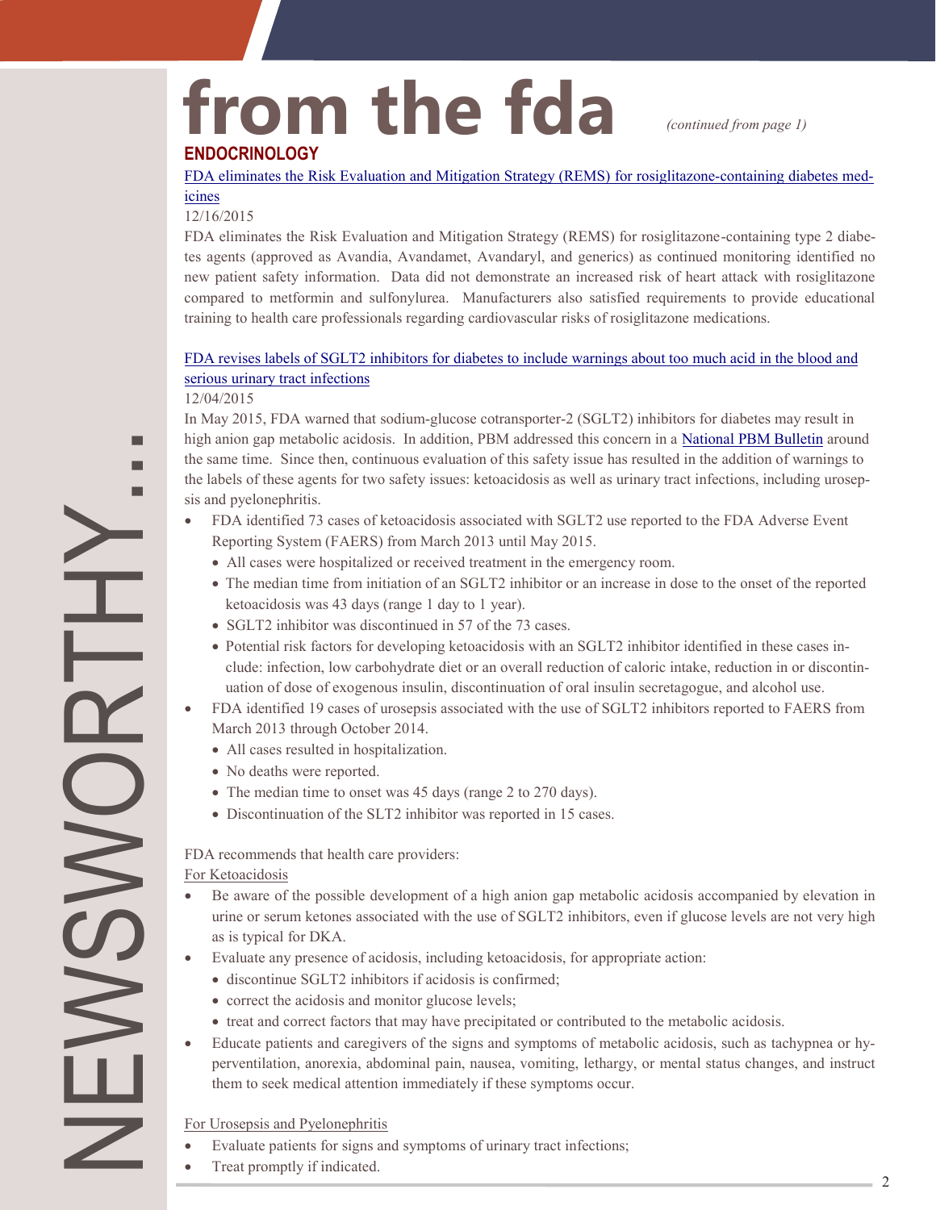# from the fda

*(continued from page 1)*

## ENDOCRINOLOGY

[FDA eliminates the Risk Evaluation and Mitigation Strategy (REMS) for rosiglitazone-containing diabetes medicines]

12/16/2015

FDA eliminates the Risk Evaluation and Mitigation Strategy (REMS) for rosiglitazone-containing type 2 diabetes agents (approved as Avandia, Avandamet, Avandaryl, and generics) as continued monitoring identified no new patient safety information. Data did not demonstrate an increased risk of heart attack with rosiglitazone compared to metformin and sulfonylurea. Manufacturers also satisfied requirements to provide educational training to health care professionals regarding cardiovascular risks of rosiglitazone medications.

[FDA revises labels of SGLT2 inhibitors for diabetes to include warnings about too much acid in the blood and serious urinary tract infections]

12/04/2015

In May 2015, FDA warned that sodium-glucose cotransporter-2 (SGLT2) inhibitors for diabetes may result in high anion gap metabolic acidosis. In addition, PBM addressed this concern in a [National PBM Bulletin] around the same time. Since then, continuous evaluation of this safety issue has resulted in the addition of warnings to the labels of these agents for two safety issues: ketoacidosis as well as urinary tract infections, including urosepsis and pyelonephritis.

- FDA identified 73 cases of ketoacidosis associated with SGLT2 use reported to the FDA Adverse Event Reporting System (FAERS) from March 2013 until May 2015.
  - All cases were hospitalized or received treatment in the emergency room.
  - The median time from initiation of an SGLT2 inhibitor or an increase in dose to the onset of the reported ketoacidosis was 43 days (range 1 day to 1 year).
  - SGLT2 inhibitor was discontinued in 57 of the 73 cases.
  - Potential risk factors for developing ketoacidosis with an SGLT2 inhibitor identified in these cases include: infection, low carbohydrate diet or an overall reduction of caloric intake, reduction in or discontinuation of dose of exogenous insulin, discontinuation of oral insulin secretagogue, and alcohol use.
- FDA identified 19 cases of urosepsis associated with the use of SGLT2 inhibitors reported to FAERS from March 2013 through October 2014.
  - All cases resulted in hospitalization.
  - No deaths were reported.
  - The median time to onset was 45 days (range 2 to 270 days).
  - Discontinuation of the SLT2 inhibitor was reported in 15 cases.

FDA recommends that health care providers:

For Ketoacidosis

- Be aware of the possible development of a high anion gap metabolic acidosis accompanied by elevation in urine or serum ketones associated with the use of SGLT2 inhibitors, even if glucose levels are not very high as is typical for DKA.
- Evaluate any presence of acidosis, including ketoacidosis, for appropriate action:
  - discontinue SGLT2 inhibitors if acidosis is confirmed;
  - correct the acidosis and monitor glucose levels;
  - treat and correct factors that may have precipitated or contributed to the metabolic acidosis.
- Educate patients and caregivers of the signs and symptoms of metabolic acidosis, such as tachypnea or hyperventilation, anorexia, abdominal pain, nausea, vomiting, lethargy, or mental status changes, and instruct them to seek medical attention immediately if these symptoms occur.

For Urosepsis and Pyelonephritis

- Evaluate patients for signs and symptoms of urinary tract infections;
- Treat promptly if indicated.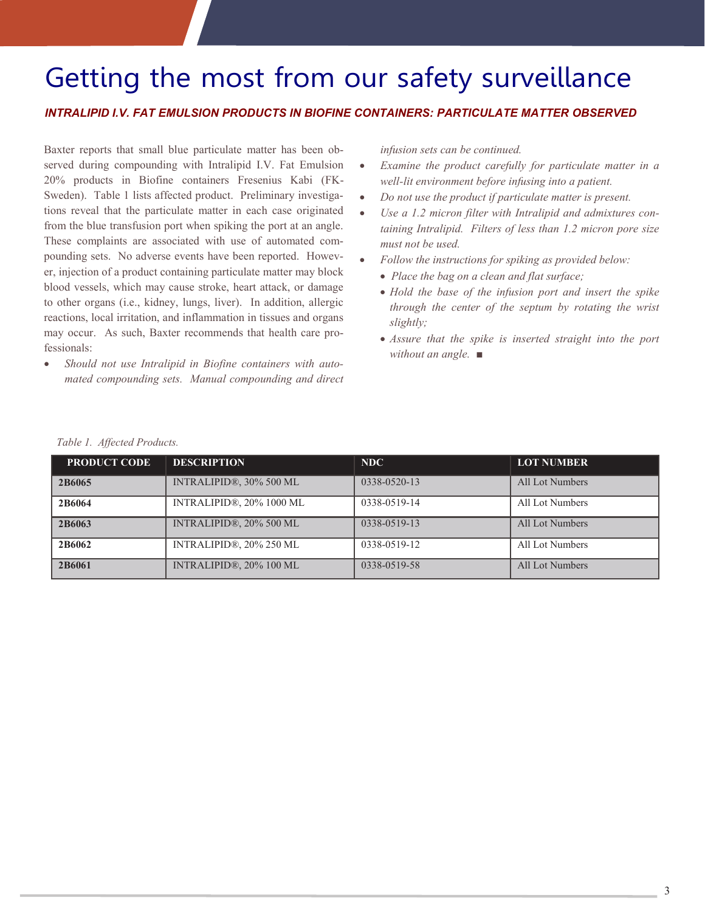# Getting the most from our safety surveillance

***INTRALIPID I.V. FAT EMULSION PRODUCTS IN BIOFINE CONTAINERS: PARTICULATE MATTER OBSERVED***

Baxter reports that small blue particulate matter has been observed during compounding with Intralipid I.V. Fat Emulsion 20% products in Biofine containers Fresenius Kabi (FK-Sweden). Table 1 lists affected product. Preliminary investigations reveal that the particulate matter in each case originated from the blue transfusion port when spiking the port at an angle. These complaints are associated with use of automated compounding sets. No adverse events have been reported. However, injection of a product containing particulate matter may block blood vessels, which may cause stroke, heart attack, or damage to other organs (i.e., kidney, lungs, liver). In addition, allergic reactions, local irritation, and inflammation in tissues and organs may occur. As such, Baxter recommends that health care professionals:

- *Should not use Intralipid in Biofine containers with automated compounding sets. Manual compounding and direct infusion sets can be continued.*
- *Examine the product carefully for particulate matter in a well-lit environment before infusing into a patient.*
- *Do not use the product if particulate matter is present.*
- *Use a 1.2 micron filter with Intralipid and admixtures containing Intralipid. Filters of less than 1.2 micron pore size must not be used.*
- *Follow the instructions for spiking as provided below:*
  - *Place the bag on a clean and flat surface;*
  - *Hold the base of the infusion port and insert the spike through the center of the septum by rotating the wrist slightly;*
  - *Assure that the spike is inserted straight into the port without an angle.* ■

*Table 1. Affected Products.*

| PRODUCT CODE | DESCRIPTION | NDC | LOT NUMBER |
|---|---|---|---|
| **2B6065** | INTRALIPID®, 30% 500 ML | 0338-0520-13 | All Lot Numbers |
| **2B6064** | INTRALIPID®, 20% 1000 ML | 0338-0519-14 | All Lot Numbers |
| **2B6063** | INTRALIPID®, 20% 500 ML | 0338-0519-13 | All Lot Numbers |
| **2B6062** | INTRALIPID®, 20% 250 ML | 0338-0519-12 | All Lot Numbers |
| **2B6061** | INTRALIPID®, 20% 100 ML | 0338-0519-58 | All Lot Numbers |